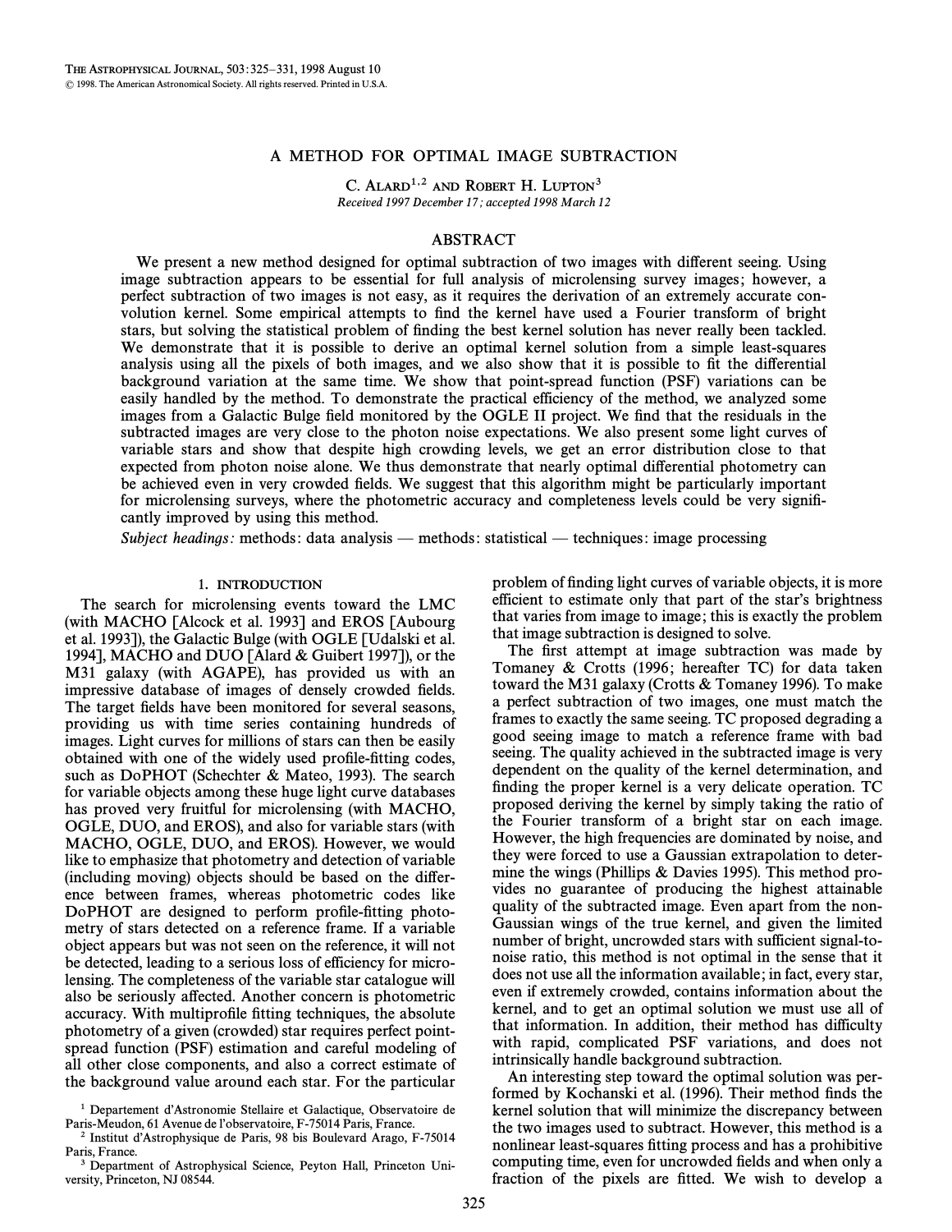# A METHOD FOR OPTIMAL IMAGE SUBTRACTION

C. Alard[1,2] and Robert H. Lupton[3]

*Received 1997 December 17; accepted 1998 March 12*

## ABSTRACT

We present a new method designed for optimal subtraction of two images with different seeing. Using image subtraction appears to be essential for full analysis of microlensing survey images; however, a perfect subtraction of two images is not easy, as it requires the derivation of an extremely accurate convolution kernel. Some empirical attempts to find the kernel have used a Fourier transform of bright stars, but solving the statistical problem of finding the best kernel solution has never really been tackled. We demonstrate that it is possible to derive an optimal kernel solution from a simple least-squares analysis using all the pixels of both images, and we also show that it is possible to fit the differential background variation at the same time. We show that point-spread function (PSF) variations can be easily handled by the method. To demonstrate the practical efficiency of the method, we analyzed some images from a Galactic Bulge field monitored by the OGLE II project. We find that the residuals in the subtracted images are very close to the photon noise expectations. We also present some light curves of variable stars and show that despite high crowding levels, we get an error distribution close to that expected from photon noise alone. We thus demonstrate that nearly optimal differential photometry can be achieved even in very crowded fields. We suggest that this algorithm might be particularly important for microlensing surveys, where the photometric accuracy and completeness levels could be very significantly improved by using this method.

*Subject headings:* methods: data analysis — methods: statistical — techniques: image processing

## 1. INTRODUCTION

The search for microlensing events toward the LMC (with MACHO [Alcock et al. 1993] and EROS [Aubourg et al. 1993]), the Galactic Bulge (with OGLE [Udalski et al. 1994], MACHO and DUO [Alard & Guibert 1997]), or the M31 galaxy (with AGAPE), has provided us with an impressive database of images of densely crowded fields. The target fields have been monitored for several seasons, providing us with time series containing hundreds of images. Light curves for millions of stars can then be easily obtained with one of the widely used profile-fitting codes, such as DoPHOT (Schechter & Mateo, 1993). The search for variable objects among these huge light curve databases has proved very fruitful for microlensing (with MACHO, OGLE, DUO, and EROS), and also for variable stars (with MACHO, OGLE, DUO, and EROS). However, we would like to emphasize that photometry and detection of variable (including moving) objects should be based on the difference between frames, whereas photometric codes like DoPHOT are designed to perform profile-fitting photometry of stars detected on a reference frame. If a variable object appears but was not seen on the reference, it will not be detected, leading to a serious loss of efficiency for microlensing. The completeness of the variable star catalogue will also be seriously affected. Another concern is photometric accuracy. With multiprofile fitting techniques, the absolute photometry of a given (crowded) star requires perfect point-spread function (PSF) estimation and careful modeling of all other close components, and also a correct estimate of the background value around each star. For the particular problem of finding light curves of variable objects, it is more efficient to estimate only that part of the star's brightness that varies from image to image; this is exactly the problem that image subtraction is designed to solve.

The first attempt at image subtraction was made by Tomaney & Crotts (1996; hereafter TC) for data taken toward the M31 galaxy (Crotts & Tomaney 1996). To make a perfect subtraction of two images, one must match the frames to exactly the same seeing. TC proposed degrading a good seeing image to match a reference frame with bad seeing. The quality achieved in the subtracted image is very dependent on the quality of the kernel determination, and finding the proper kernel is a very delicate operation. TC proposed deriving the kernel by simply taking the ratio of the Fourier transform of a bright star on each image. However, the high frequencies are dominated by noise, and they were forced to use a Gaussian extrapolation to determine the wings (Phillips & Davies 1995). This method provides no guarantee of producing the highest attainable quality of the subtracted image. Even apart from the non-Gaussian wings of the true kernel, and given the limited number of bright, uncrowded stars with sufficient signal-to-noise ratio, this method is not optimal in the sense that it does not use all the information available; in fact, every star, even if extremely crowded, contains information about the kernel, and to get an optimal solution we must use all of that information. In addition, their method has difficulty with rapid, complicated PSF variations, and does not intrinsically handle background subtraction.

An interesting step toward the optimal solution was performed by Kochanski et al. (1996). Their method finds the kernel solution that will minimize the discrepancy between the two images used to subtract. However, this method is a nonlinear least-squares fitting process and has a prohibitive computing time, even for uncrowded fields and when only a fraction of the pixels are fitted. We wish to develop a

[1] Departement d'Astronomie Stellaire et Galactique, Observatoire de Paris-Meudon, 61 Avenue de l'observatoire, F-75014 Paris, France.

[2] Institut d'Astrophysique de Paris, 98 bis Boulevard Arago, F-75014 Paris, France.

[3] Department of Astrophysical Science, Peyton Hall, Princeton University, Princeton, NJ 08544.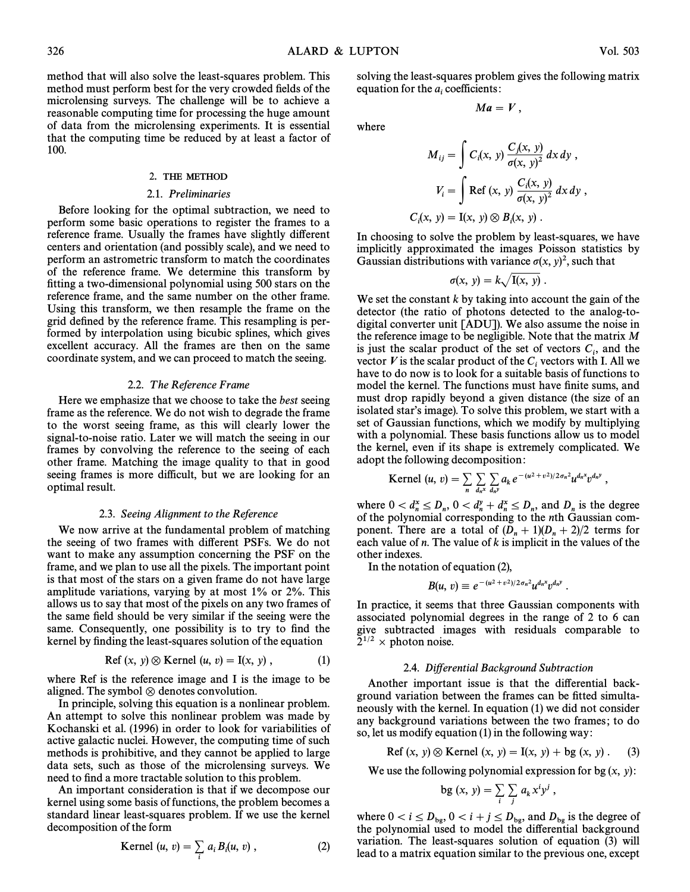method that will also solve the least-squares problem. This method must perform best for the very crowded fields of the microlensing surveys. The challenge will be to achieve a reasonable computing time for processing the huge amount of data from the microlensing experiments. It is essential that the computing time be reduced by at least a factor of 100.

## 2. THE METHOD

### 2.1. *Preliminaries*

Before looking for the optimal subtraction, we need to perform some basic operations to register the frames to a reference frame. Usually the frames have slightly different centers and orientation (and possibly scale), and we need to perform an astrometric transform to match the coordinates of the reference frame. We determine this transform by fitting a two-dimensional polynomial using 500 stars on the reference frame, and the same number on the other frame. Using this transform, we then resample the frame on the grid defined by the reference frame. This resampling is performed by interpolation using bicubic splines, which gives excellent accuracy. All the frames are then on the same coordinate system, and we can proceed to match the seeing.

### 2.2. *The Reference Frame*

Here we emphasize that we choose to take the *best* seeing frame as the reference. We do not wish to degrade the frame to the worst seeing frame, as this will clearly lower the signal-to-noise ratio. Later we will match the seeing in our frames by convolving the reference to the seeing of each other frame. Matching the image quality to that in good seeing frames is more difficult, but we are looking for an optimal result.

### 2.3. *Seeing Alignment to the Reference*

We now arrive at the fundamental problem of matching the seeing of two frames with different PSFs. We do not want to make any assumption concerning the PSF on the frame, and we plan to use all the pixels. The important point is that most of the stars on a given frame do not have large amplitude variations, varying by at most 1% or 2%. This allows us to say that most of the pixels on any two frames of the same field should be very similar if the seeing were the same. Consequently, one possibility is to try to find the kernel by finding the least-squares solution of the equation

$$\text{Ref}(x, y) \otimes \text{Kernel}(u, v) = \text{I}(x, y) , \quad (1)$$

where Ref is the reference image and I is the image to be aligned. The symbol $\otimes$ denotes convolution.

In principle, solving this equation is a nonlinear problem. An attempt to solve this nonlinear problem was made by Kochanski et al. (1996) in order to look for variabilities of active galactic nuclei. However, the computing time of such methods is prohibitive, and they cannot be applied to large data sets, such as those of the microlensing surveys. We need to find a more tractable solution to this problem.

An important consideration is that if we decompose our kernel using some basis of functions, the problem becomes a standard linear least-squares problem. If we use the kernel decomposition of the form

$$\text{Kernel}(u, v) = \sum_i a_i B_i(u, v) , \quad (2)$$

solving the least-squares problem gives the following matrix equation for the $a_i$ coefficients:

$$Ma = V ,$$

where

$$M_{ij} = \int C_i(x, y) \frac{C_j(x, y)}{\sigma(x, y)^2} \, dx \, dy ,$$

$$V_i = \int \text{Ref}(x, y) \frac{C_i(x, y)}{\sigma(x, y)^2} \, dx \, dy ,$$

$$C_i(x, y) = \text{I}(x, y) \otimes B_i(x, y) .$$

In choosing to solve the problem by least-squares, we have implicitly approximated the images Poisson statistics by Gaussian distributions with variance $\sigma(x, y)^2$, such that

$$\sigma(x, y) = k\sqrt{\text{I}(x, y)} .$$

We set the constant $k$ by taking into account the gain of the detector (the ratio of photons detected to the analog-to-digital converter unit [ADU]). We also assume the noise in the reference image to be negligible. Note that the matrix $M$ is just the scalar product of the set of vectors $C_i$, and the vector $V$ is the scalar product of the $C_i$ vectors with I. All we have to do now is to look for a suitable basis of functions to model the kernel. The functions must have finite sums, and must drop rapidly beyond a given distance (the size of an isolated star's image). To solve this problem, we start with a set of Gaussian functions, which we modify by multiplying with a polynomial. These basis functions allow us to model the kernel, even if its shape is extremely complicated. We adopt the following decomposition:

$$\text{Kernel}(u, v) = \sum_n \sum_{d_n^x} \sum_{d_n^y} a_k \, e^{-(u^2+v^2)/2\sigma_n^2} u^{d_n^x} v^{d_n^y} ,$$

where $0 < d_n^x \leq D_n$, $0 < d_n^y + d_n^x \leq D_n$, and $D_n$ is the degree of the polynomial corresponding to the $n$th Gaussian component. There are a total of $(D_n + 1)(D_n + 2)/2$ terms for each value of $n$. The value of $k$ is implicit in the values of the other indexes.

In the notation of equation (2),

$$B(u, v) \equiv e^{-(u^2+v^2)/2\sigma_n^2} u^{d_n^x} v^{d_n^y} .$$

In practice, it seems that three Gaussian components with associated polynomial degrees in the range of 2 to 6 can give subtracted images with residuals comparable to $2^{1/2} \times$ photon noise.

### 2.4. *Differential Background Subtraction*

Another important issue is that the differential background variation between the frames can be fitted simultaneously with the kernel. In equation (1) we did not consider any background variations between the two frames; to do so, let us modify equation (1) in the following way:

$$\text{Ref}(x, y) \otimes \text{Kernel}(x, y) = \text{I}(x, y) + \text{bg}(x, y) . \quad (3)$$

We use the following polynomial expression for bg $(x, y)$:

$$\text{bg}(x, y) = \sum_i \sum_j a_k x^i y^j ,$$

where $0 < i \leq D_{\text{bg}}$, $0 < i + j \leq D_{\text{bg}}$, and $D_{\text{bg}}$ is the degree of the polynomial used to model the differential background variation. The least-squares solution of equation (3) will lead to a matrix equation similar to the previous one, except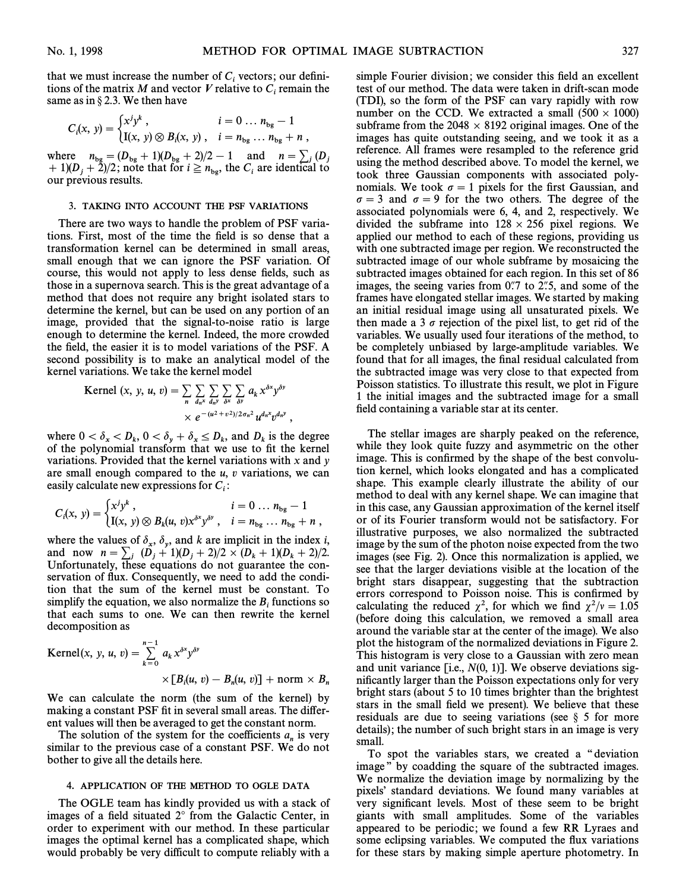that we must increase the number of $C_i$ vectors; our definitions of the matrix $M$ and vector $V$ relative to $C_i$ remain the same as in § 2.3. We then have

$$C_i(x, y) = \begin{cases} x^j y^k , & i = 0 \ldots n_{\rm bg} - 1 \\ \mathrm{I}(x, y) \otimes B_i(x, y) , & i = n_{\rm bg} \ldots n_{\rm bg} + n , \end{cases}$$

where $n_{\rm bg} = (D_{\rm bg} + 1)(D_{\rm bg} + 2)/2 - 1$ and $n = \sum_j (D_j + 1)(D_j + 2)/2$; note that for $i \geqq n_{\rm bg}$, the $C_i$ are identical to our previous results.

## 3. TAKING INTO ACCOUNT THE PSF VARIATIONS

There are two ways to handle the problem of PSF variations. First, most of the time the field is so dense that a transformation kernel can be determined in small areas, small enough that we can ignore the PSF variation. Of course, this would not apply to less dense fields, such as those in a supernova search. This is the great advantage of a method that does not require any bright isolated stars to determine the kernel, but can be used on any portion of an image, provided that the signal-to-noise ratio is large enough to determine the kernel. Indeed, the more crowded the field, the easier it is to model variations of the PSF. A second possibility is to make an analytical model of the kernel variations. We take the kernel model

$$\mathrm{Kernel}\ (x, y, u, v) = \sum_n \sum_{d_n^x} \sum_{d_n^y} \sum_{\delta x} \sum_{\delta y} a_k x^{\delta x} y^{\delta y} \times e^{-(u^2+v^2)/2\sigma_n^2} u^{d_n^x} v^{d_n^y} ,$$

where $0 < \delta_x < D_k$, $0 < \delta_y + \delta_x \leq D_k$, and $D_k$ is the degree of the polynomial transform that we use to fit the kernel variations. Provided that the kernel variations with $x$ and $y$ are small enough compared to the $u$, $v$ variations, we can easily calculate new expressions for $C_i$:

$$C_i(x, y) = \begin{cases} x^j y^k , & i = 0 \ldots n_{\rm bg} - 1 \\ \mathrm{I}(x, y) \otimes B_k(u, v) x^{\delta x} y^{\delta y} , & i = n_{\rm bg} \ldots n_{\rm bg} + n , \end{cases}$$

where the values of $\delta_x$, $\delta_y$, and $k$ are implicit in the index $i$, and now $n = \sum_j (D_j + 1)(D_j + 2)/2 \times (D_k + 1)(D_k + 2)/2$. Unfortunately, these equations do not guarantee the conservation of flux. Consequently, we need to add the condition that the sum of the kernel must be constant. To simplify the equation, we also normalize the $B_i$ functions so that each sums to one. We can then rewrite the kernel decomposition as

$$\mathrm{Kernel}(x, y, u, v) = \sum_{k=0}^{n-1} a_k x^{\delta x} y^{\delta y} \times [B_i(u, v) - B_n(u, v)] + \mathrm{norm} \times B_n$$

We can calculate the norm (the sum of the kernel) by making a constant PSF fit in several small areas. The different values will then be averaged to get the constant norm.

The solution of the system for the coefficients $a_n$ is very similar to the previous case of a constant PSF. We do not bother to give all the details here.

## 4. APPLICATION OF THE METHOD TO OGLE DATA

The OGLE team has kindly provided us with a stack of images of a field situated 2° from the Galactic Center, in order to experiment with our method. In these particular images the optimal kernel has a complicated shape, which would probably be very difficult to compute reliably with a simple Fourier division; we consider this field an excellent test of our method. The data were taken in drift-scan mode (TDI), so the form of the PSF can vary rapidly with row number on the CCD. We extracted a small (500 × 1000) subframe from the 2048 × 8192 original images. One of the images has quite outstanding seeing, and we took it as a reference. All frames were resampled to the reference grid using the method described above. To model the kernel, we took three Gaussian components with associated polynomials. We took $\sigma = 1$ pixels for the first Gaussian, and $\sigma = 3$ and $\sigma = 9$ for the two others. The degree of the associated polynomials were 6, 4, and 2, respectively. We divided the subframe into 128 × 256 pixel regions. We applied our method to each of these regions, providing us with one subtracted image per region. We reconstructed the subtracted image of our whole subframe by mosaicing the subtracted images obtained for each region. In this set of 86 images, the seeing varies from 0".7 to 2".5, and some of the frames have elongated stellar images. We started by making an initial residual image using all unsaturated pixels. We then made a 3 $\sigma$ rejection of the pixel list, to get rid of the variables. We usually used four iterations of the method, to be completely unbiased by large-amplitude variables. We found that for all images, the final residual calculated from the subtracted image was very close to that expected from Poisson statistics. To illustrate this result, we plot in Figure 1 the initial images and the subtracted image for a small field containing a variable star at its center.

The stellar images are sharply peaked on the reference, while they look quite fuzzy and asymmetric on the other image. This is confirmed by the shape of the best convolution kernel, which looks elongated and has a complicated shape. This example clearly illustrate the ability of our method to deal with any kernel shape. We can imagine that in this case, any Gaussian approximation of the kernel itself or of its Fourier transform would not be satisfactory. For illustrative purposes, we also normalized the subtracted image by the sum of the photon noise expected from the two images (see Fig. 2). Once this normalization is applied, we see that the larger deviations visible at the location of the bright stars disappear, suggesting that the subtraction errors correspond to Poisson noise. This is confirmed by calculating the reduced $\chi^2$, for which we find $\chi^2/\nu = 1.05$ (before doing this calculation, we removed a small area around the variable star at the center of the image). We also plot the histogram of the normalized deviations in Figure 2. This histogram is very close to a Gaussian with zero mean and unit variance [i.e., $N(0, 1)$]. We observe deviations significantly larger than the Poisson expectations only for very bright stars (about 5 to 10 times brighter than the brightest stars in the small field we present). We believe that these residuals are due to seeing variations (see § 5 for more details); the number of such bright stars in an image is very small.

To spot the variables stars, we created a "deviation image" by coadding the square of the subtracted images. We normalize the deviation image by normalizing by the pixels' standard deviations. We found many variables at very significant levels. Most of these seem to be bright giants with small amplitudes. Some of the variables appeared to be periodic; we found a few RR Lyraes and some eclipsing variables. We computed the flux variations for these stars by making simple aperture photometry. In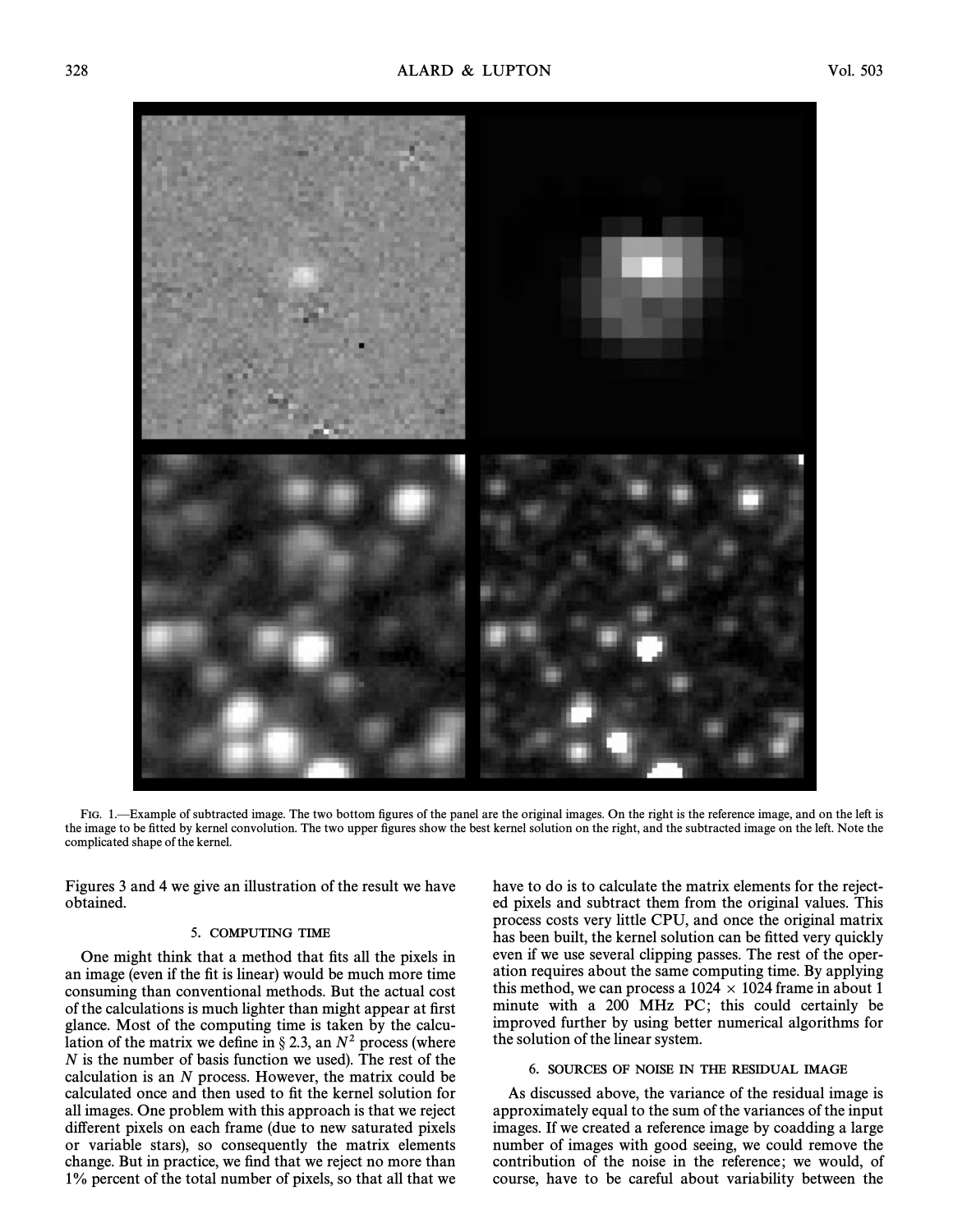Fig. 1.—Example of subtracted image. The two bottom figures of the panel are the original images. On the right is the reference image, and on the left is the image to be fitted by kernel convolution. The two upper figures show the best kernel solution on the right, and the subtracted image on the left. Note the complicated shape of the kernel.

Figures 3 and 4 we give an illustration of the result we have obtained.

## 5. COMPUTING TIME

One might think that a method that fits all the pixels in an image (even if the fit is linear) would be much more time consuming than conventional methods. But the actual cost of the calculations is much lighter than might appear at first glance. Most of the computing time is taken by the calculation of the matrix we define in § 2.3, an $N^2$ process (where $N$ is the number of basis function we used). The rest of the calculation is an $N$ process. However, the matrix could be calculated once and then used to fit the kernel solution for all images. One problem with this approach is that we reject different pixels on each frame (due to new saturated pixels or variable stars), so consequently the matrix elements change. But in practice, we find that we reject no more than 1% percent of the total number of pixels, so that all that we have to do is to calculate the matrix elements for the rejected pixels and subtract them from the original values. This process costs very little CPU, and once the original matrix has been built, the kernel solution can be fitted very quickly even if we use several clipping passes. The rest of the operation requires about the same computing time. By applying this method, we can process a $1024 \times 1024$ frame in about 1 minute with a 200 MHz PC; this could certainly be improved further by using better numerical algorithms for the solution of the linear system.

## 6. SOURCES OF NOISE IN THE RESIDUAL IMAGE

As discussed above, the variance of the residual image is approximately equal to the sum of the variances of the input images. If we created a reference image by coadding a large number of images with good seeing, we could remove the contribution of the noise in the reference; we would, of course, have to be careful about variability between the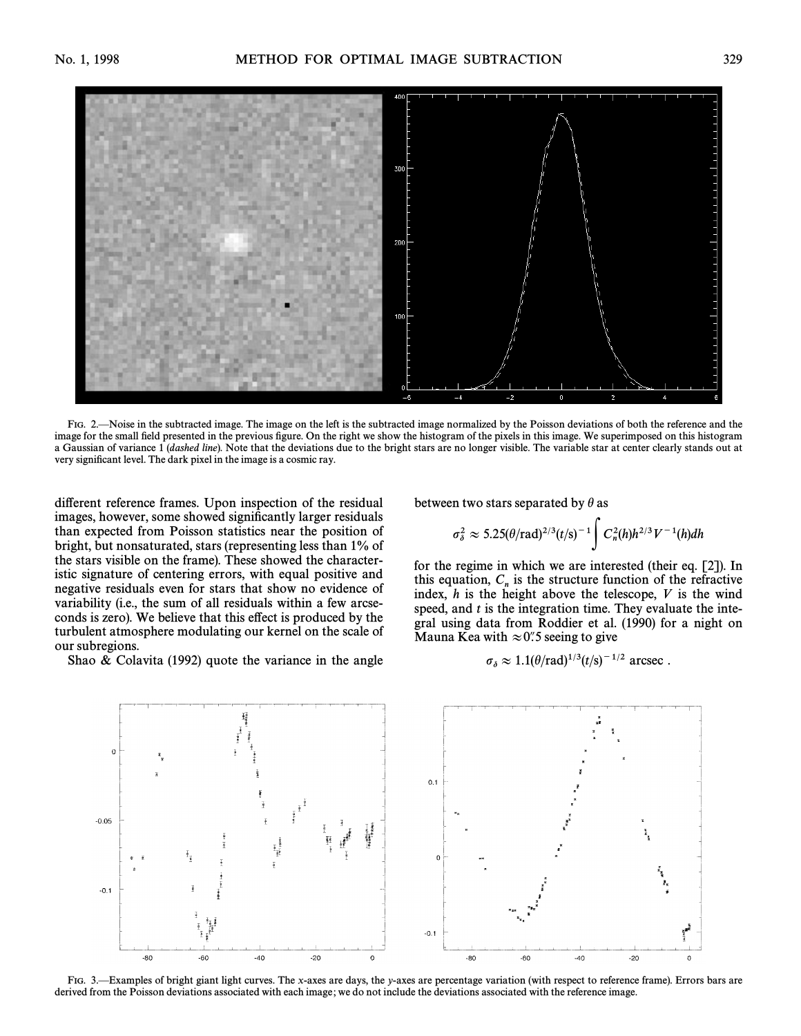FIG. 2.—Noise in the subtracted image. The image on the left is the subtracted image normalized by the Poisson deviations of both the reference and the image for the small field presented in the previous figure. On the right we show the histogram of the pixels in this image. We superimposed on this histogram a Gaussian of variance 1 (*dashed line*). Note that the deviations due to the bright stars are no longer visible. The variable star at center clearly stands out at very significant level. The dark pixel in the image is a cosmic ray.

different reference frames. Upon inspection of the residual images, however, some showed significantly larger residuals than expected from Poisson statistics near the position of bright, but nonsaturated, stars (representing less than 1% of the stars visible on the frame). These showed the characteristic signature of centering errors, with equal positive and negative residuals even for stars that show no evidence of variability (i.e., the sum of all residuals within a few arcseconds is zero). We believe that this effect is produced by the turbulent atmosphere modulating our kernel on the scale of our subregions.

Shao & Colavita (1992) quote the variance in the angle between two stars separated by $\theta$ as

$$\sigma_\delta^2 \approx 5.25(\theta/\mathrm{rad})^{2/3}(t/\mathrm{s})^{-1} \int C_n^2(h) h^{2/3} V^{-1}(h) dh$$

for the regime in which we are interested (their eq. [2]). In this equation, $C_n$ is the structure function of the refractive index, $h$ is the height above the telescope, $V$ is the wind speed, and $t$ is the integration time. They evaluate the integral using data from Roddier et al. (1990) for a night on Mauna Kea with $\approx 0\farcs5$ seeing to give

$$\sigma_\delta \approx 1.1(\theta/\mathrm{rad})^{1/3}(t/\mathrm{s})^{-1/2} \text{ arcsec} .$$

FIG. 3.—Examples of bright giant light curves. The *x*-axes are days, the *y*-axes are percentage variation (with respect to reference frame). Errors bars are derived from the Poisson deviations associated with each image; we do not include the deviations associated with the reference image.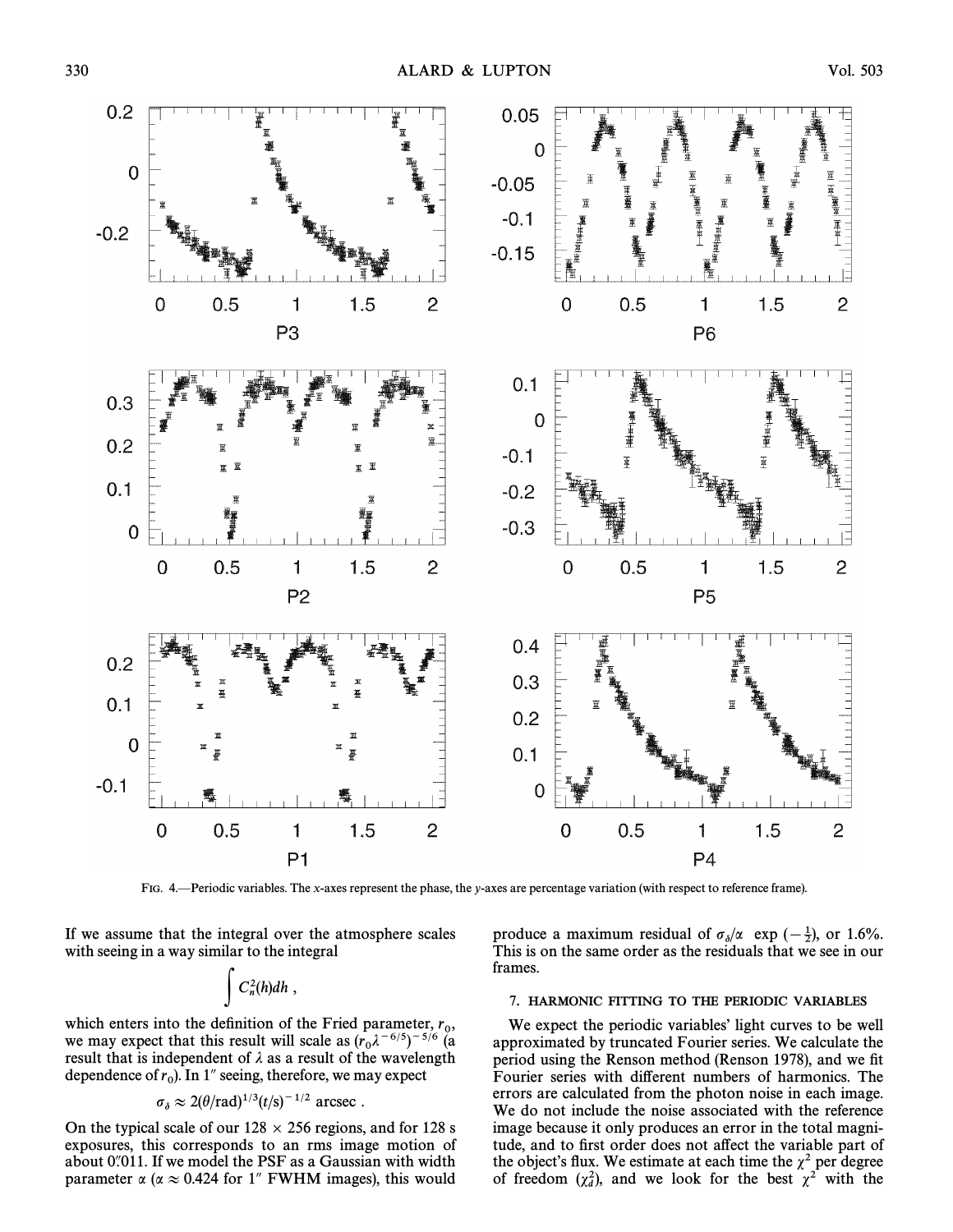FIG. 4.—Periodic variables. The x-axes represent the phase, the y-axes are percentage variation (with respect to reference frame).

If we assume that the integral over the atmosphere scales with seeing in a way similar to the integral

$$\int C_n^2(h)dh ,$$

which enters into the definition of the Fried parameter, $r_0$, we may expect that this result will scale as $(r_0\lambda^{-6/5})^{-5/6}$ (a result that is independent of $\lambda$ as a result of the wavelength dependence of $r_0$). In 1″ seeing, therefore, we may expect

$$\sigma_\delta \approx 2(\theta/\mathrm{rad})^{1/3}(t/\mathrm{s})^{-1/2} \text{ arcsec} .$$

On the typical scale of our 128 × 256 regions, and for 128 s exposures, this corresponds to an rms image motion of about 0.″011. If we model the PSF as a Gaussian with width parameter $\alpha$ ($\alpha \approx 0.424$ for 1″ FWHM images), this would produce a maximum residual of $\sigma_\delta/\alpha \exp(-\frac{1}{2})$, or 1.6%. This is on the same order as the residuals that we see in our frames.

## 7. HARMONIC FITTING TO THE PERIODIC VARIABLES

We expect the periodic variables' light curves to be well approximated by truncated Fourier series. We calculate the period using the Renson method (Renson 1978), and we fit Fourier series with different numbers of harmonics. The errors are calculated from the photon noise in each image. We do not include the noise associated with the reference image because it only produces an error in the total magnitude, and to first order does not affect the variable part of the object's flux. We estimate at each time the $\chi^2$ per degree of freedom ($\chi_d^2$), and we look for the best $\chi^2$ with the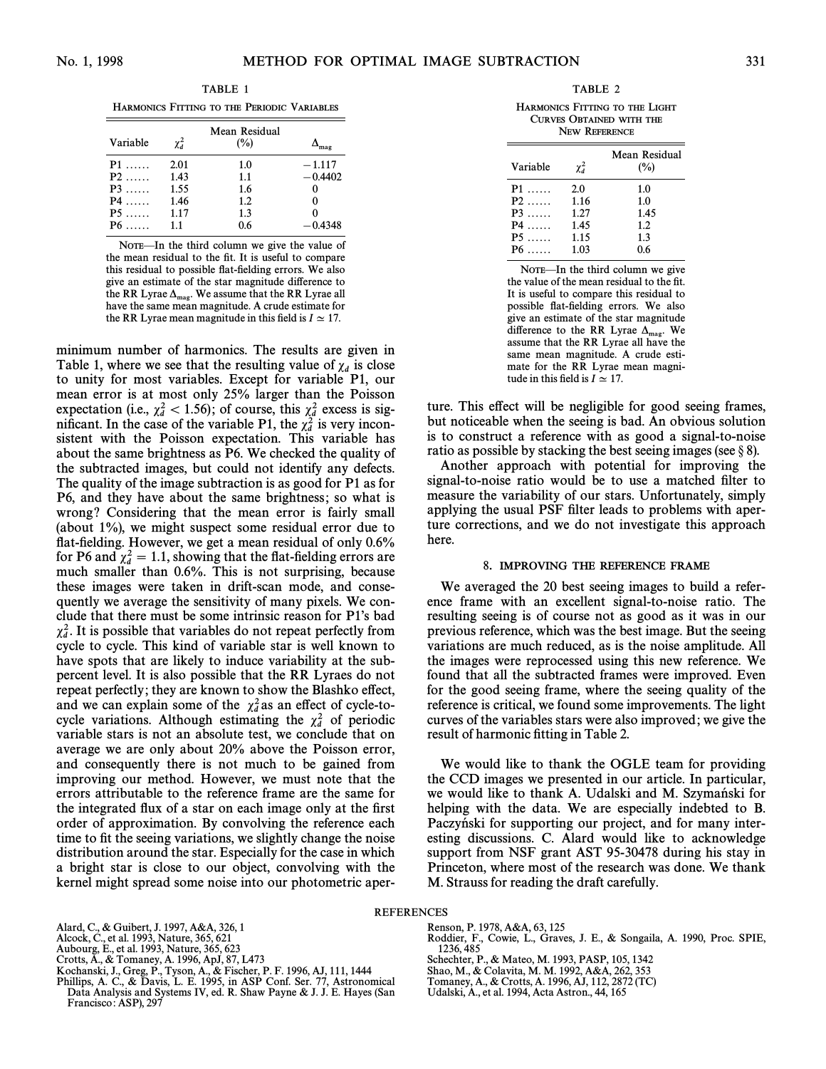TABLE 1

HARMONICS FITTING TO THE PERIODIC VARIABLES

| Variable | $\chi_d^2$ | Mean Residual (%) | $\Delta_{mag}$ |
| --- | --- | --- | --- |
| P1 ...... | 2.01 | 1.0 | −1.117 |
| P2 ...... | 1.43 | 1.1 | −0.4402 |
| P3 ...... | 1.55 | 1.6 | 0 |
| P4 ...... | 1.46 | 1.2 | 0 |
| P5 ...... | 1.17 | 1.3 | 0 |
| P6 ...... | 1.1 | 0.6 | −0.4348 |

NOTE—In the third column we give the value of the mean residual to the fit. It is useful to compare this residual to possible flat-fielding errors. We also give an estimate of the star magnitude difference to the RR Lyrae $\Delta_{mag}$. We assume that the RR Lyrae all have the same mean magnitude. A crude estimate for the RR Lyrae mean magnitude in this field is $I \simeq 17$.

minimum number of harmonics. The results are given in Table 1, where we see that the resulting value of $\chi_d$ is close to unity for most variables. Except for variable P1, our mean error is at most only 25% larger than the Poisson expectation (i.e., $\chi_d^2 < 1.56$); of course, this $\chi_d^2$ excess is significant. In the case of the variable P1, the $\chi_d^2$ is very inconsistent with the Poisson expectation. This variable has about the same brightness as P6. We checked the quality of the subtracted images, but could not identify any defects. The quality of the image subtraction is as good for P1 as for P6, and they have about the same brightness; so what is wrong? Considering that the mean error is fairly small (about 1%), we might suspect some residual error due to flat-fielding. However, we get a mean residual of only 0.6% for P6 and $\chi_d^2 = 1.1$, showing that the flat-fielding errors are much smaller than 0.6%. This is not surprising, because these images were taken in drift-scan mode, and consequently we average the sensitivity of many pixels. We conclude that there must be some intrinsic reason for P1's bad $\chi_d^2$. It is possible that variables do not repeat perfectly from cycle to cycle. This kind of variable star is well known to have spots that are likely to induce variability at the subpercent level. It is also possible that the RR Lyraes do not repeat perfectly; they are known to show the Blashko effect, and we can explain some of the $\chi_d^2$ as an effect of cycle-to-cycle variations. Although estimating the $\chi_d^2$ of periodic variable stars is not an absolute test, we conclude that on average we are only about 20% above the Poisson error, and consequently there is not much to be gained from improving our method. However, we must note that the errors attributable to the reference frame are the same for the integrated flux of a star on each image only at the first order of approximation. By convolving the reference each time to fit the seeing variations, we slightly change the noise distribution around the star. Especially for the case in which a bright star is close to our object, convolving with the kernel might spread some noise into our photometric aperture. This effect will be negligible for good seeing frames, but noticeable when the seeing is bad. An obvious solution is to construct a reference with as good a signal-to-noise ratio as possible by stacking the best seeing images (see § 8).

Another approach with potential for improving the signal-to-noise ratio would be to use a matched filter to measure the variability of our stars. Unfortunately, simply applying the usual PSF filter leads to problems with aperture corrections, and we do not investigate this approach here.

TABLE 2

HARMONICS FITTING TO THE LIGHT CURVES OBTAINED WITH THE NEW REFERENCE

| Variable | $\chi_d^2$ | Mean Residual (%) |
| --- | --- | --- |
| P1 ...... | 2.0 | 1.0 |
| P2 ...... | 1.16 | 1.0 |
| P3 ...... | 1.27 | 1.45 |
| P4 ...... | 1.45 | 1.2 |
| P5 ...... | 1.15 | 1.3 |
| P6 ...... | 1.03 | 0.6 |

NOTE—In the third column we give the value of the mean residual to the fit. It is useful to compare this residual to possible flat-fielding errors. We also give an estimate of the star magnitude difference to the RR Lyrae $\Delta_{mag}$. We assume that the RR Lyrae all have the same mean magnitude. A crude estimate for the RR Lyrae mean magnitude in this field is $I \simeq 17$.

## 8. IMPROVING THE REFERENCE FRAME

We averaged the 20 best seeing images to build a reference frame with an excellent signal-to-noise ratio. The resulting seeing is of course not as good as it was in our previous reference, which was the best image. But the seeing variations are much reduced, as is the noise amplitude. All the images were reprocessed using this new reference. We found that all the subtracted frames were improved. Even for the good seeing frame, where the seeing quality of the reference is critical, we found some improvements. The light curves of the variables stars were also improved; we give the result of harmonic fitting in Table 2.

We would like to thank the OGLE team for providing the CCD images we presented in our article. In particular, we would like to thank A. Udalski and M. Szymański for helping with the data. We are especially indebted to B. Paczyński for supporting our project, and for many interesting discussions. C. Alard would like to acknowledge support from NSF grant AST 95-30478 during his stay in Princeton, where most of the research was done. We thank M. Strauss for reading the draft carefully.

## REFERENCES

Alard, C., & Guibert, J. 1997, A&A, 326, 1
Alcock, C., et al. 1993, Nature, 365, 621
Aubourg, E., et al. 1993, Nature, 365, 623
Crotts, A., & Tomaney, A. 1996, ApJ, 87, L473
Kochanski, J., Greg, P., Tyson, A., & Fischer, P. F. 1996, AJ, 111, 1444
Phillips, A. C., & Davis, L. E. 1995, in ASP Conf. Ser. 77, Astronomical Data Analysis and Systems IV, ed. R. Shaw Payne & J. J. E. Hayes (San Francisco: ASP), 297
Renson, P. 1978, A&A, 63, 125
Roddier, F., Cowie, L., Graves, J. E., & Songaila, A. 1990, Proc. SPIE, 1236, 485
Schechter, P., & Mateo, M. 1993, PASP, 105, 1342
Shao, M., & Colavita, M. M. 1992, A&A, 262, 353
Tomaney, A., & Crotts, A. 1996, AJ, 112, 2872 (TC)
Udalski, A., et al. 1994, Acta Astron., 44, 165